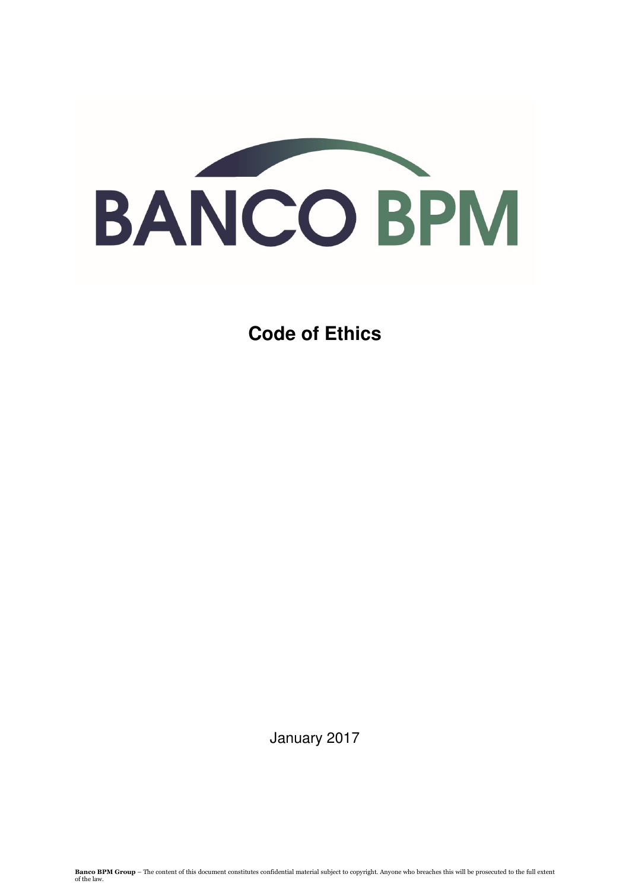BANCO BPM

# Code of Ethics

January 2017

**Banco BPM Group** – The content of this document constitutes confidential material subject to copyright. Anyone who breaches this will be prosecuted to the full extent of the law.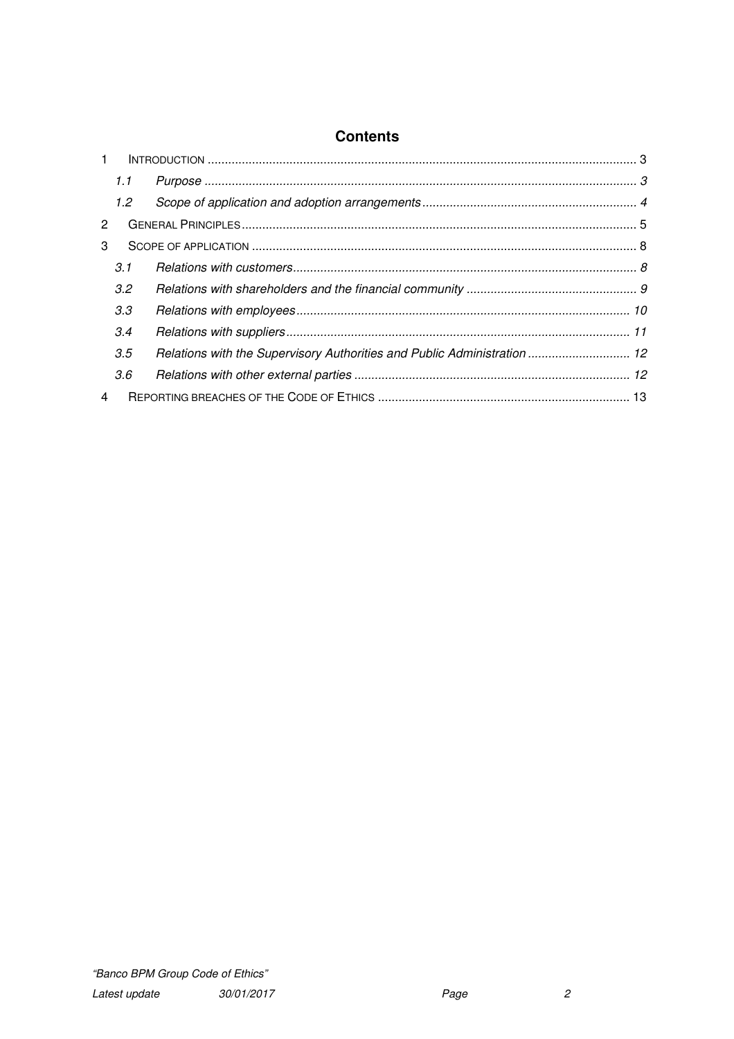## Contents

1 INTRODUCTION ............................................................................................................................ 3

  *1.1 Purpose ............................................................................................................................. 3*

  *1.2 Scope of application and adoption arrangements ............................................................. 4*

2 GENERAL PRINCIPLES .................................................................................................................. 5

3 SCOPE OF APPLICATION ............................................................................................................... 8

  *3.1 Relations with customers ................................................................................................... 8*

  *3.2 Relations with shareholders and the financial community ................................................. 9*

  *3.3 Relations with employees ................................................................................................ 10*

  *3.4 Relations with suppliers ................................................................................................... 11*

  *3.5 Relations with the Supervisory Authorities and Public Administration ............................. 12*

  *3.6 Relations with other external parties ................................................................................ 12*

4 REPORTING BREACHES OF THE CODE OF ETHICS ......................................................................... 13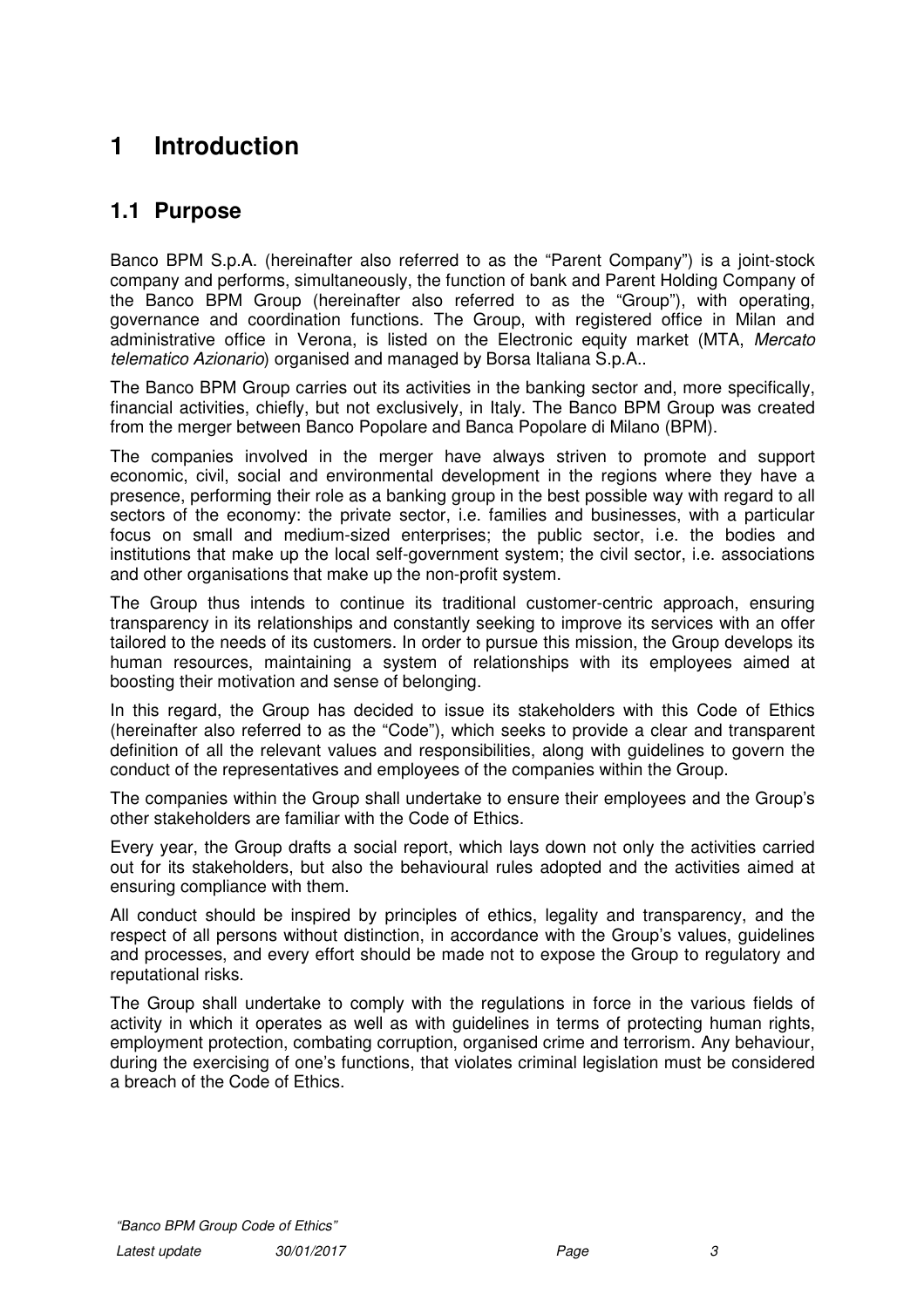# 1 Introduction

## 1.1 Purpose

Banco BPM S.p.A. (hereinafter also referred to as the "Parent Company") is a joint-stock company and performs, simultaneously, the function of bank and Parent Holding Company of the Banco BPM Group (hereinafter also referred to as the "Group"), with operating, governance and coordination functions. The Group, with registered office in Milan and administrative office in Verona, is listed on the Electronic equity market (MTA, *Mercato telematico Azionario*) organised and managed by Borsa Italiana S.p.A..

The Banco BPM Group carries out its activities in the banking sector and, more specifically, financial activities, chiefly, but not exclusively, in Italy. The Banco BPM Group was created from the merger between Banco Popolare and Banca Popolare di Milano (BPM).

The companies involved in the merger have always striven to promote and support economic, civil, social and environmental development in the regions where they have a presence, performing their role as a banking group in the best possible way with regard to all sectors of the economy: the private sector, i.e. families and businesses, with a particular focus on small and medium-sized enterprises; the public sector, i.e. the bodies and institutions that make up the local self-government system; the civil sector, i.e. associations and other organisations that make up the non-profit system.

The Group thus intends to continue its traditional customer-centric approach, ensuring transparency in its relationships and constantly seeking to improve its services with an offer tailored to the needs of its customers. In order to pursue this mission, the Group develops its human resources, maintaining a system of relationships with its employees aimed at boosting their motivation and sense of belonging.

In this regard, the Group has decided to issue its stakeholders with this Code of Ethics (hereinafter also referred to as the "Code"), which seeks to provide a clear and transparent definition of all the relevant values and responsibilities, along with guidelines to govern the conduct of the representatives and employees of the companies within the Group.

The companies within the Group shall undertake to ensure their employees and the Group's other stakeholders are familiar with the Code of Ethics.

Every year, the Group drafts a social report, which lays down not only the activities carried out for its stakeholders, but also the behavioural rules adopted and the activities aimed at ensuring compliance with them.

All conduct should be inspired by principles of ethics, legality and transparency, and the respect of all persons without distinction, in accordance with the Group's values, guidelines and processes, and every effort should be made not to expose the Group to regulatory and reputational risks.

The Group shall undertake to comply with the regulations in force in the various fields of activity in which it operates as well as with guidelines in terms of protecting human rights, employment protection, combating corruption, organised crime and terrorism. Any behaviour, during the exercising of one's functions, that violates criminal legislation must be considered a breach of the Code of Ethics.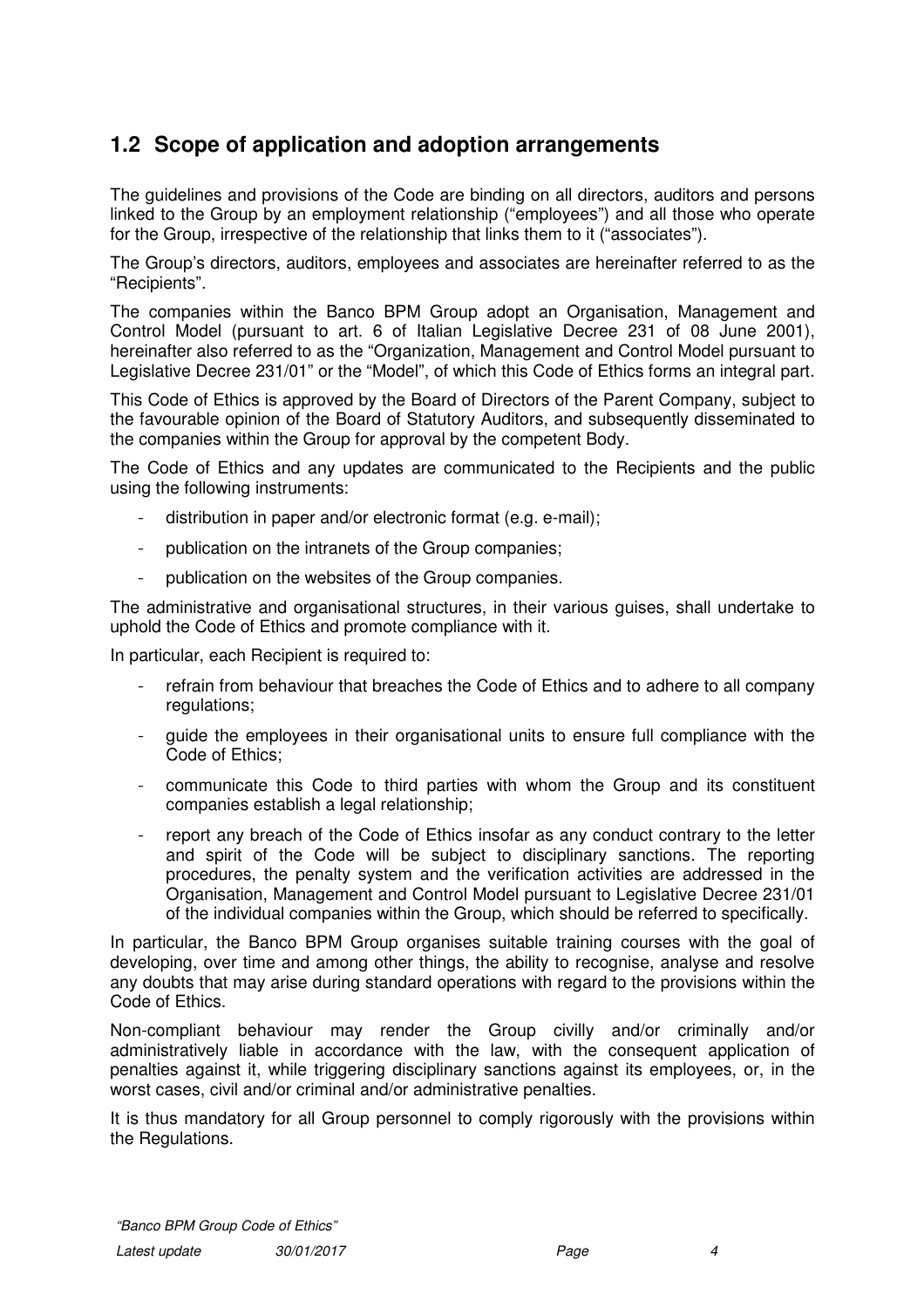## 1.2 Scope of application and adoption arrangements

The guidelines and provisions of the Code are binding on all directors, auditors and persons linked to the Group by an employment relationship ("employees") and all those who operate for the Group, irrespective of the relationship that links them to it ("associates").

The Group's directors, auditors, employees and associates are hereinafter referred to as the "Recipients".

The companies within the Banco BPM Group adopt an Organisation, Management and Control Model (pursuant to art. 6 of Italian Legislative Decree 231 of 08 June 2001), hereinafter also referred to as the "Organization, Management and Control Model pursuant to Legislative Decree 231/01" or the "Model", of which this Code of Ethics forms an integral part.

This Code of Ethics is approved by the Board of Directors of the Parent Company, subject to the favourable opinion of the Board of Statutory Auditors, and subsequently disseminated to the companies within the Group for approval by the competent Body.

The Code of Ethics and any updates are communicated to the Recipients and the public using the following instruments:

- distribution in paper and/or electronic format (e.g. e-mail);
- publication on the intranets of the Group companies;
- publication on the websites of the Group companies.

The administrative and organisational structures, in their various guises, shall undertake to uphold the Code of Ethics and promote compliance with it.

In particular, each Recipient is required to:

- refrain from behaviour that breaches the Code of Ethics and to adhere to all company regulations;
- guide the employees in their organisational units to ensure full compliance with the Code of Ethics;
- communicate this Code to third parties with whom the Group and its constituent companies establish a legal relationship;
- report any breach of the Code of Ethics insofar as any conduct contrary to the letter and spirit of the Code will be subject to disciplinary sanctions. The reporting procedures, the penalty system and the verification activities are addressed in the Organisation, Management and Control Model pursuant to Legislative Decree 231/01 of the individual companies within the Group, which should be referred to specifically.

In particular, the Banco BPM Group organises suitable training courses with the goal of developing, over time and among other things, the ability to recognise, analyse and resolve any doubts that may arise during standard operations with regard to the provisions within the Code of Ethics.

Non-compliant behaviour may render the Group civilly and/or criminally and/or administratively liable in accordance with the law, with the consequent application of penalties against it, while triggering disciplinary sanctions against its employees, or, in the worst cases, civil and/or criminal and/or administrative penalties.

It is thus mandatory for all Group personnel to comply rigorously with the provisions within the Regulations.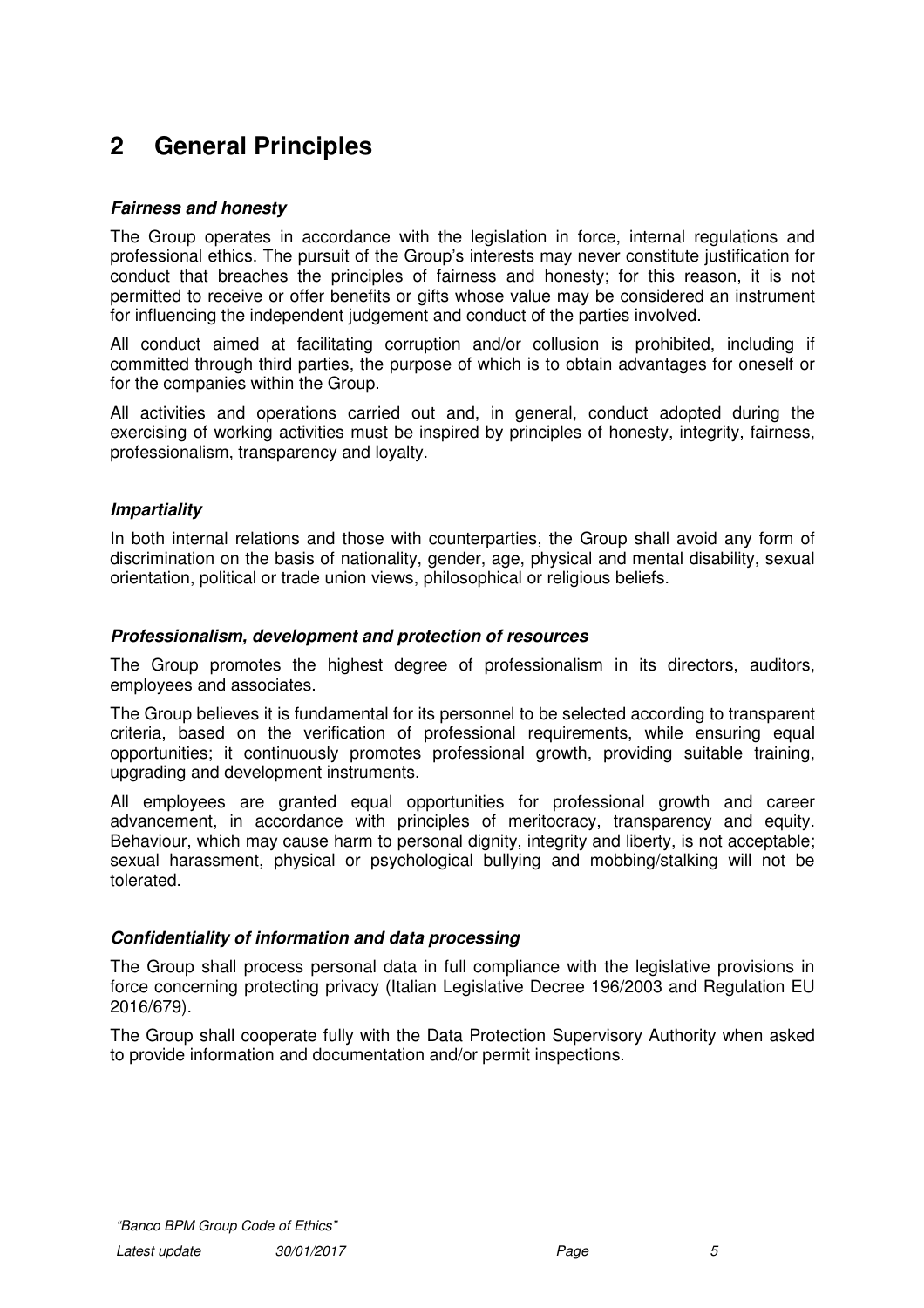# 2 General Principles

***Fairness and honesty***

The Group operates in accordance with the legislation in force, internal regulations and professional ethics. The pursuit of the Group's interests may never constitute justification for conduct that breaches the principles of fairness and honesty; for this reason, it is not permitted to receive or offer benefits or gifts whose value may be considered an instrument for influencing the independent judgement and conduct of the parties involved.

All conduct aimed at facilitating corruption and/or collusion is prohibited, including if committed through third parties, the purpose of which is to obtain advantages for oneself or for the companies within the Group.

All activities and operations carried out and, in general, conduct adopted during the exercising of working activities must be inspired by principles of honesty, integrity, fairness, professionalism, transparency and loyalty.

***Impartiality***

In both internal relations and those with counterparties, the Group shall avoid any form of discrimination on the basis of nationality, gender, age, physical and mental disability, sexual orientation, political or trade union views, philosophical or religious beliefs.

***Professionalism, development and protection of resources***

The Group promotes the highest degree of professionalism in its directors, auditors, employees and associates.

The Group believes it is fundamental for its personnel to be selected according to transparent criteria, based on the verification of professional requirements, while ensuring equal opportunities; it continuously promotes professional growth, providing suitable training, upgrading and development instruments.

All employees are granted equal opportunities for professional growth and career advancement, in accordance with principles of meritocracy, transparency and equity. Behaviour, which may cause harm to personal dignity, integrity and liberty, is not acceptable; sexual harassment, physical or psychological bullying and mobbing/stalking will not be tolerated.

***Confidentiality of information and data processing***

The Group shall process personal data in full compliance with the legislative provisions in force concerning protecting privacy (Italian Legislative Decree 196/2003 and Regulation EU 2016/679).

The Group shall cooperate fully with the Data Protection Supervisory Authority when asked to provide information and documentation and/or permit inspections.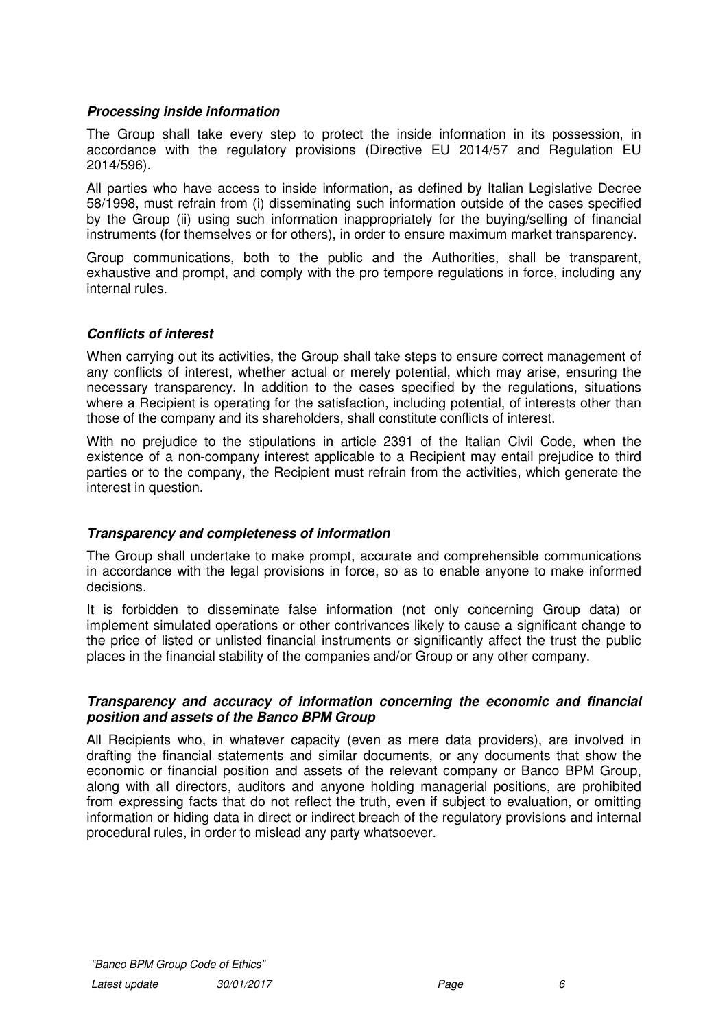***Processing inside information***

The Group shall take every step to protect the inside information in its possession, in accordance with the regulatory provisions (Directive EU 2014/57 and Regulation EU 2014/596).

All parties who have access to inside information, as defined by Italian Legislative Decree 58/1998, must refrain from (i) disseminating such information outside of the cases specified by the Group (ii) using such information inappropriately for the buying/selling of financial instruments (for themselves or for others), in order to ensure maximum market transparency.

Group communications, both to the public and the Authorities, shall be transparent, exhaustive and prompt, and comply with the pro tempore regulations in force, including any internal rules.

***Conflicts of interest***

When carrying out its activities, the Group shall take steps to ensure correct management of any conflicts of interest, whether actual or merely potential, which may arise, ensuring the necessary transparency. In addition to the cases specified by the regulations, situations where a Recipient is operating for the satisfaction, including potential, of interests other than those of the company and its shareholders, shall constitute conflicts of interest.

With no prejudice to the stipulations in article 2391 of the Italian Civil Code, when the existence of a non-company interest applicable to a Recipient may entail prejudice to third parties or to the company, the Recipient must refrain from the activities, which generate the interest in question.

***Transparency and completeness of information***

The Group shall undertake to make prompt, accurate and comprehensible communications in accordance with the legal provisions in force, so as to enable anyone to make informed decisions.

It is forbidden to disseminate false information (not only concerning Group data) or implement simulated operations or other contrivances likely to cause a significant change to the price of listed or unlisted financial instruments or significantly affect the trust the public places in the financial stability of the companies and/or Group or any other company.

***Transparency and accuracy of information concerning the economic and financial position and assets of the Banco BPM Group***

All Recipients who, in whatever capacity (even as mere data providers), are involved in drafting the financial statements and similar documents, or any documents that show the economic or financial position and assets of the relevant company or Banco BPM Group, along with all directors, auditors and anyone holding managerial positions, are prohibited from expressing facts that do not reflect the truth, even if subject to evaluation, or omitting information or hiding data in direct or indirect breach of the regulatory provisions and internal procedural rules, in order to mislead any party whatsoever.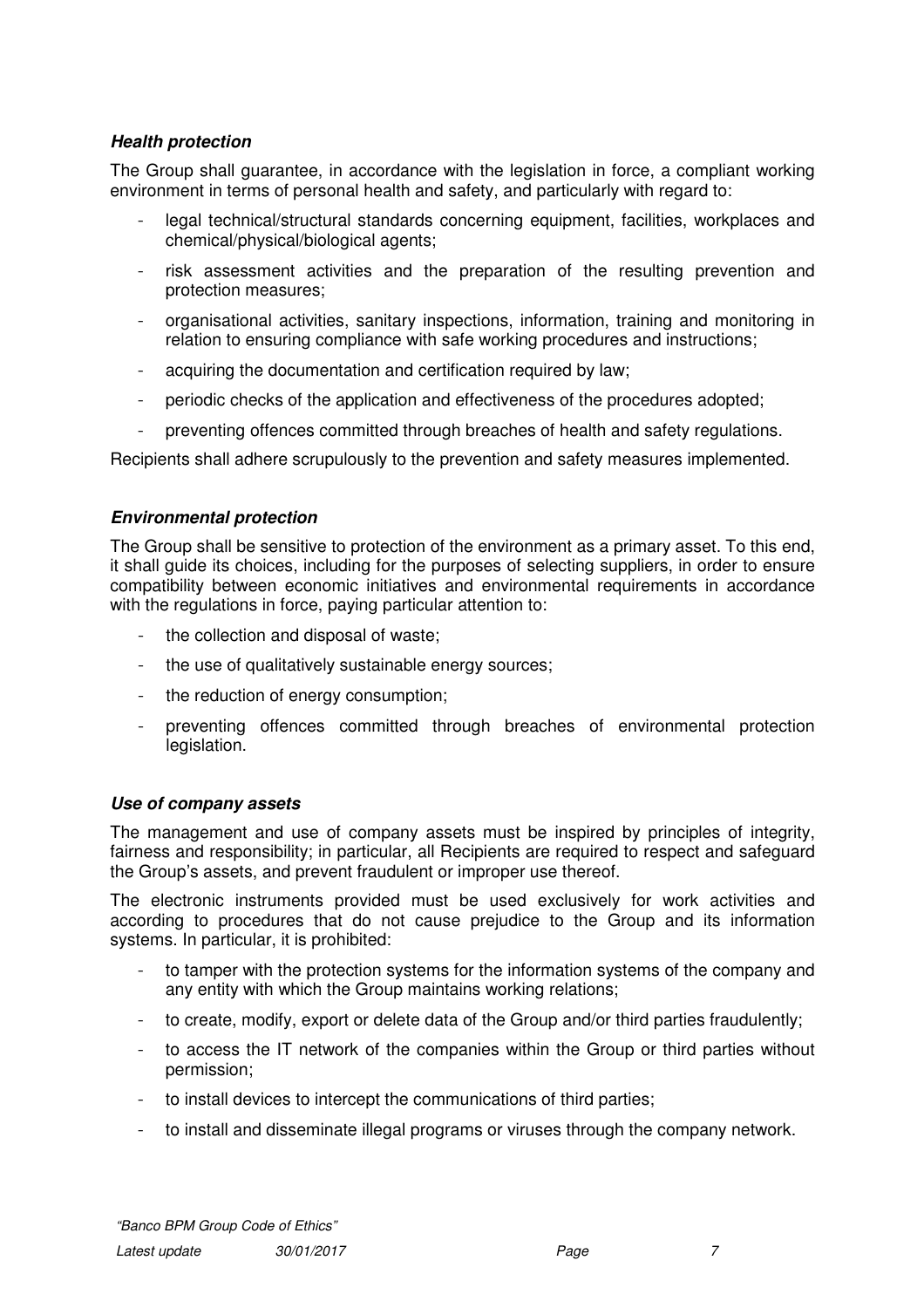### ***Health protection***

The Group shall guarantee, in accordance with the legislation in force, a compliant working environment in terms of personal health and safety, and particularly with regard to:

- legal technical/structural standards concerning equipment, facilities, workplaces and chemical/physical/biological agents;
- risk assessment activities and the preparation of the resulting prevention and protection measures;
- organisational activities, sanitary inspections, information, training and monitoring in relation to ensuring compliance with safe working procedures and instructions;
- acquiring the documentation and certification required by law;
- periodic checks of the application and effectiveness of the procedures adopted;
- preventing offences committed through breaches of health and safety regulations.

Recipients shall adhere scrupulously to the prevention and safety measures implemented.

### ***Environmental protection***

The Group shall be sensitive to protection of the environment as a primary asset. To this end, it shall guide its choices, including for the purposes of selecting suppliers, in order to ensure compatibility between economic initiatives and environmental requirements in accordance with the regulations in force, paying particular attention to:

- the collection and disposal of waste;
- the use of qualitatively sustainable energy sources;
- the reduction of energy consumption;
- preventing offences committed through breaches of environmental protection legislation.

### ***Use of company assets***

The management and use of company assets must be inspired by principles of integrity, fairness and responsibility; in particular, all Recipients are required to respect and safeguard the Group's assets, and prevent fraudulent or improper use thereof.

The electronic instruments provided must be used exclusively for work activities and according to procedures that do not cause prejudice to the Group and its information systems. In particular, it is prohibited:

- to tamper with the protection systems for the information systems of the company and any entity with which the Group maintains working relations;
- to create, modify, export or delete data of the Group and/or third parties fraudulently;
- to access the IT network of the companies within the Group or third parties without permission;
- to install devices to intercept the communications of third parties;
- to install and disseminate illegal programs or viruses through the company network.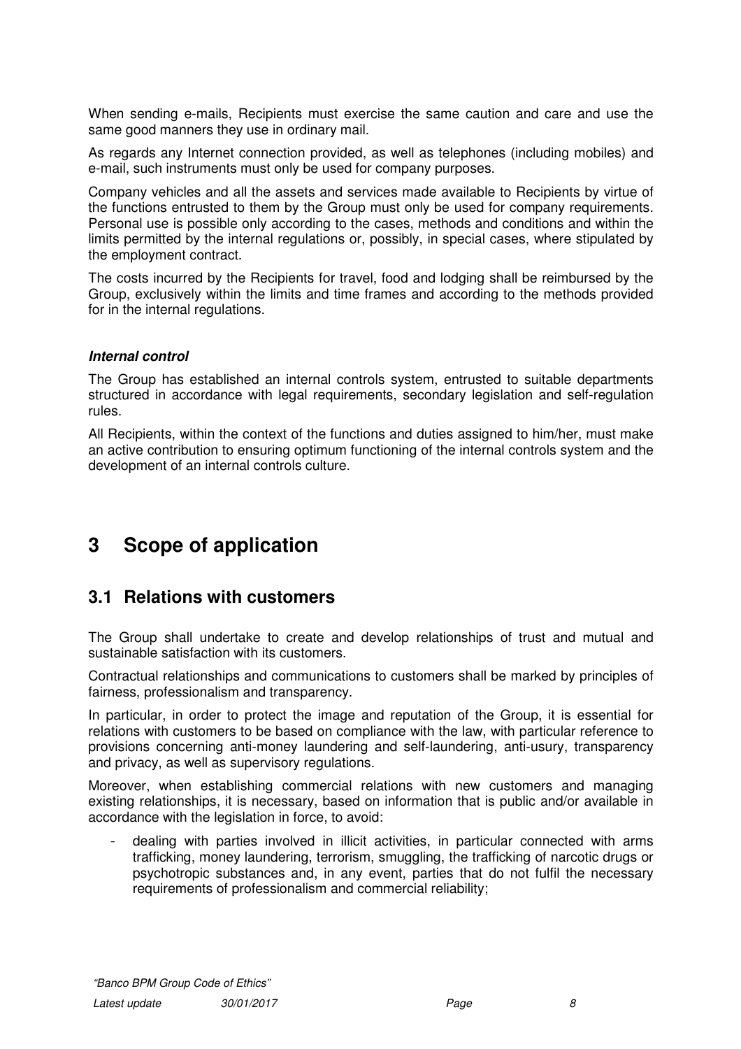When sending e-mails, Recipients must exercise the same caution and care and use the same good manners they use in ordinary mail.

As regards any Internet connection provided, as well as telephones (including mobiles) and e-mail, such instruments must only be used for company purposes.

Company vehicles and all the assets and services made available to Recipients by virtue of the functions entrusted to them by the Group must only be used for company requirements. Personal use is possible only according to the cases, methods and conditions and within the limits permitted by the internal regulations or, possibly, in special cases, where stipulated by the employment contract.

The costs incurred by the Recipients for travel, food and lodging shall be reimbursed by the Group, exclusively within the limits and time frames and according to the methods provided for in the internal regulations.

***Internal control***

The Group has established an internal controls system, entrusted to suitable departments structured in accordance with legal requirements, secondary legislation and self-regulation rules.

All Recipients, within the context of the functions and duties assigned to him/her, must make an active contribution to ensuring optimum functioning of the internal controls system and the development of an internal controls culture.

# 3 Scope of application

## 3.1 Relations with customers

The Group shall undertake to create and develop relationships of trust and mutual and sustainable satisfaction with its customers.

Contractual relationships and communications to customers shall be marked by principles of fairness, professionalism and transparency.

In particular, in order to protect the image and reputation of the Group, it is essential for relations with customers to be based on compliance with the law, with particular reference to provisions concerning anti-money laundering and self-laundering, anti-usury, transparency and privacy, as well as supervisory regulations.

Moreover, when establishing commercial relations with new customers and managing existing relationships, it is necessary, based on information that is public and/or available in accordance with the legislation in force, to avoid:

- dealing with parties involved in illicit activities, in particular connected with arms trafficking, money laundering, terrorism, smuggling, the trafficking of narcotic drugs or psychotropic substances and, in any event, parties that do not fulfil the necessary requirements of professionalism and commercial reliability;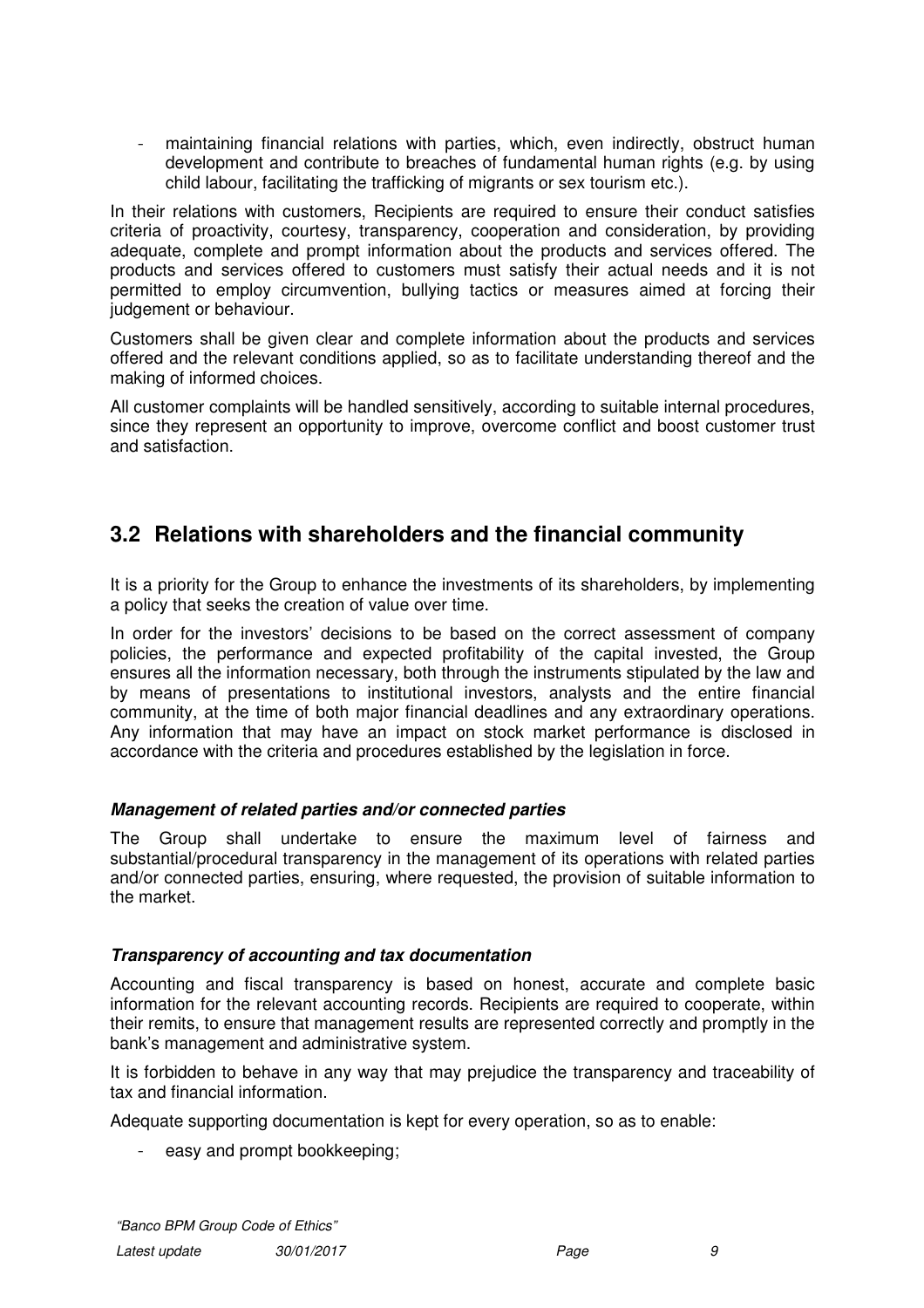- maintaining financial relations with parties, which, even indirectly, obstruct human development and contribute to breaches of fundamental human rights (e.g. by using child labour, facilitating the trafficking of migrants or sex tourism etc.).

In their relations with customers, Recipients are required to ensure their conduct satisfies criteria of proactivity, courtesy, transparency, cooperation and consideration, by providing adequate, complete and prompt information about the products and services offered. The products and services offered to customers must satisfy their actual needs and it is not permitted to employ circumvention, bullying tactics or measures aimed at forcing their judgement or behaviour.

Customers shall be given clear and complete information about the products and services offered and the relevant conditions applied, so as to facilitate understanding thereof and the making of informed choices.

All customer complaints will be handled sensitively, according to suitable internal procedures, since they represent an opportunity to improve, overcome conflict and boost customer trust and satisfaction.

## 3.2 Relations with shareholders and the financial community

It is a priority for the Group to enhance the investments of its shareholders, by implementing a policy that seeks the creation of value over time.

In order for the investors' decisions to be based on the correct assessment of company policies, the performance and expected profitability of the capital invested, the Group ensures all the information necessary, both through the instruments stipulated by the law and by means of presentations to institutional investors, analysts and the entire financial community, at the time of both major financial deadlines and any extraordinary operations. Any information that may have an impact on stock market performance is disclosed in accordance with the criteria and procedures established by the legislation in force.

***Management of related parties and/or connected parties***

The Group shall undertake to ensure the maximum level of fairness and substantial/procedural transparency in the management of its operations with related parties and/or connected parties, ensuring, where requested, the provision of suitable information to the market.

***Transparency of accounting and tax documentation***

Accounting and fiscal transparency is based on honest, accurate and complete basic information for the relevant accounting records. Recipients are required to cooperate, within their remits, to ensure that management results are represented correctly and promptly in the bank's management and administrative system.

It is forbidden to behave in any way that may prejudice the transparency and traceability of tax and financial information.

Adequate supporting documentation is kept for every operation, so as to enable:

- easy and prompt bookkeeping;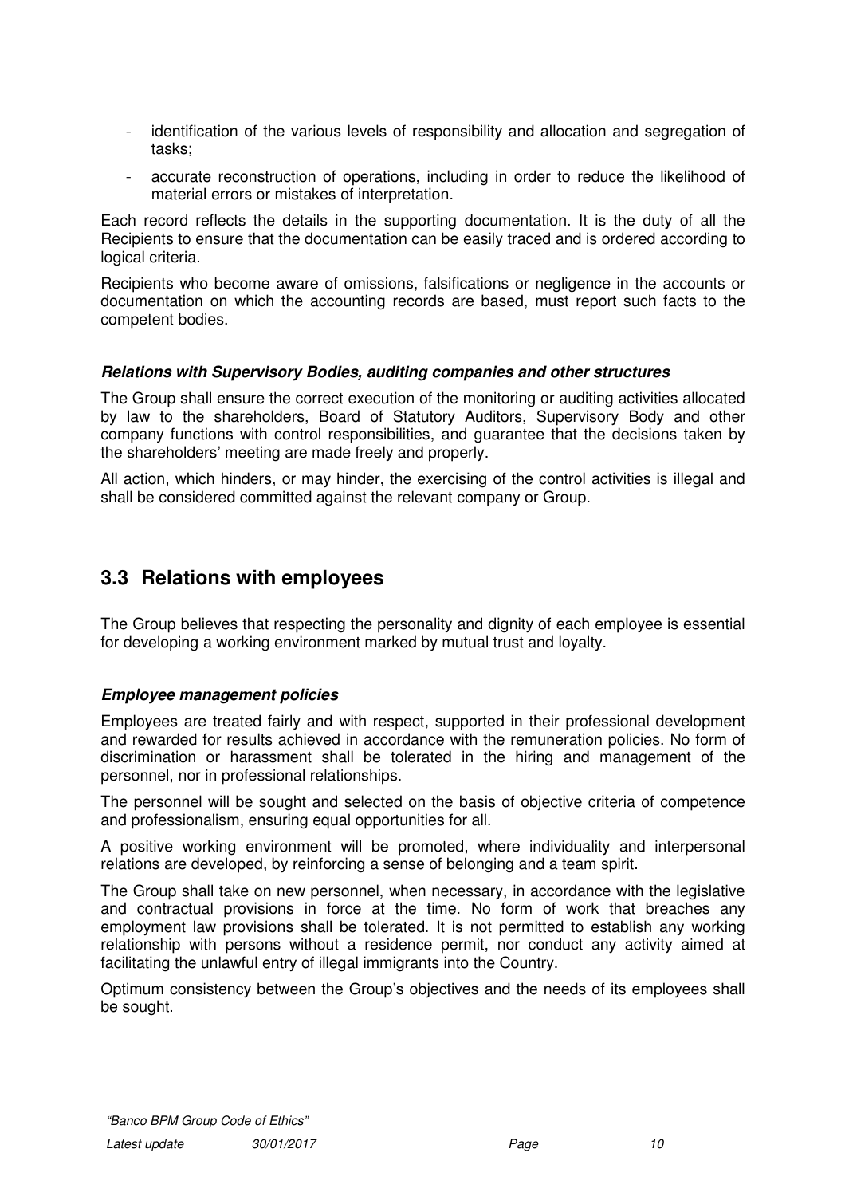- identification of the various levels of responsibility and allocation and segregation of tasks;
- accurate reconstruction of operations, including in order to reduce the likelihood of material errors or mistakes of interpretation.

Each record reflects the details in the supporting documentation. It is the duty of all the Recipients to ensure that the documentation can be easily traced and is ordered according to logical criteria.

Recipients who become aware of omissions, falsifications or negligence in the accounts or documentation on which the accounting records are based, must report such facts to the competent bodies.

#### *Relations with Supervisory Bodies, auditing companies and other structures*

The Group shall ensure the correct execution of the monitoring or auditing activities allocated by law to the shareholders, Board of Statutory Auditors, Supervisory Body and other company functions with control responsibilities, and guarantee that the decisions taken by the shareholders' meeting are made freely and properly.

All action, which hinders, or may hinder, the exercising of the control activities is illegal and shall be considered committed against the relevant company or Group.

## 3.3 Relations with employees

The Group believes that respecting the personality and dignity of each employee is essential for developing a working environment marked by mutual trust and loyalty.

#### *Employee management policies*

Employees are treated fairly and with respect, supported in their professional development and rewarded for results achieved in accordance with the remuneration policies. No form of discrimination or harassment shall be tolerated in the hiring and management of the personnel, nor in professional relationships.

The personnel will be sought and selected on the basis of objective criteria of competence and professionalism, ensuring equal opportunities for all.

A positive working environment will be promoted, where individuality and interpersonal relations are developed, by reinforcing a sense of belonging and a team spirit.

The Group shall take on new personnel, when necessary, in accordance with the legislative and contractual provisions in force at the time. No form of work that breaches any employment law provisions shall be tolerated. It is not permitted to establish any working relationship with persons without a residence permit, nor conduct any activity aimed at facilitating the unlawful entry of illegal immigrants into the Country.

Optimum consistency between the Group's objectives and the needs of its employees shall be sought.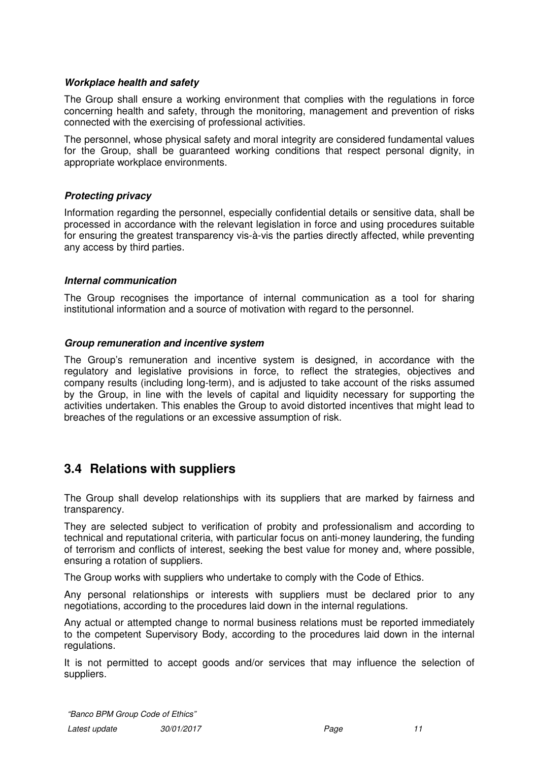***Workplace health and safety***

The Group shall ensure a working environment that complies with the regulations in force concerning health and safety, through the monitoring, management and prevention of risks connected with the exercising of professional activities.

The personnel, whose physical safety and moral integrity are considered fundamental values for the Group, shall be guaranteed working conditions that respect personal dignity, in appropriate workplace environments.

***Protecting privacy***

Information regarding the personnel, especially confidential details or sensitive data, shall be processed in accordance with the relevant legislation in force and using procedures suitable for ensuring the greatest transparency vis-à-vis the parties directly affected, while preventing any access by third parties.

***Internal communication***

The Group recognises the importance of internal communication as a tool for sharing institutional information and a source of motivation with regard to the personnel.

***Group remuneration and incentive system***

The Group's remuneration and incentive system is designed, in accordance with the regulatory and legislative provisions in force, to reflect the strategies, objectives and company results (including long-term), and is adjusted to take account of the risks assumed by the Group, in line with the levels of capital and liquidity necessary for supporting the activities undertaken. This enables the Group to avoid distorted incentives that might lead to breaches of the regulations or an excessive assumption of risk.

## 3.4 Relations with suppliers

The Group shall develop relationships with its suppliers that are marked by fairness and transparency.

They are selected subject to verification of probity and professionalism and according to technical and reputational criteria, with particular focus on anti-money laundering, the funding of terrorism and conflicts of interest, seeking the best value for money and, where possible, ensuring a rotation of suppliers.

The Group works with suppliers who undertake to comply with the Code of Ethics.

Any personal relationships or interests with suppliers must be declared prior to any negotiations, according to the procedures laid down in the internal regulations.

Any actual or attempted change to normal business relations must be reported immediately to the competent Supervisory Body, according to the procedures laid down in the internal regulations.

It is not permitted to accept goods and/or services that may influence the selection of suppliers.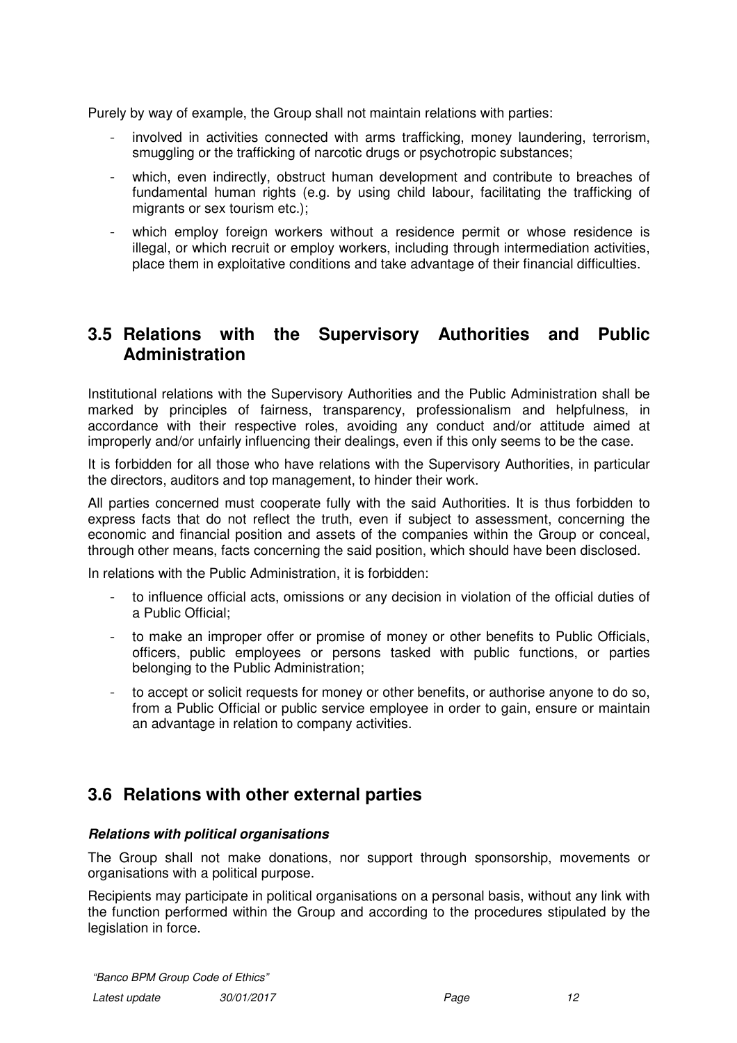Purely by way of example, the Group shall not maintain relations with parties:

- involved in activities connected with arms trafficking, money laundering, terrorism, smuggling or the trafficking of narcotic drugs or psychotropic substances;
- which, even indirectly, obstruct human development and contribute to breaches of fundamental human rights (e.g. by using child labour, facilitating the trafficking of migrants or sex tourism etc.);
- which employ foreign workers without a residence permit or whose residence is illegal, or which recruit or employ workers, including through intermediation activities, place them in exploitative conditions and take advantage of their financial difficulties.

## 3.5 Relations with the Supervisory Authorities and Public Administration

Institutional relations with the Supervisory Authorities and the Public Administration shall be marked by principles of fairness, transparency, professionalism and helpfulness, in accordance with their respective roles, avoiding any conduct and/or attitude aimed at improperly and/or unfairly influencing their dealings, even if this only seems to be the case.

It is forbidden for all those who have relations with the Supervisory Authorities, in particular the directors, auditors and top management, to hinder their work.

All parties concerned must cooperate fully with the said Authorities. It is thus forbidden to express facts that do not reflect the truth, even if subject to assessment, concerning the economic and financial position and assets of the companies within the Group or conceal, through other means, facts concerning the said position, which should have been disclosed.

In relations with the Public Administration, it is forbidden:

- to influence official acts, omissions or any decision in violation of the official duties of a Public Official;
- to make an improper offer or promise of money or other benefits to Public Officials, officers, public employees or persons tasked with public functions, or parties belonging to the Public Administration;
- to accept or solicit requests for money or other benefits, or authorise anyone to do so, from a Public Official or public service employee in order to gain, ensure or maintain an advantage in relation to company activities.

## 3.6 Relations with other external parties

***Relations with political organisations***

The Group shall not make donations, nor support through sponsorship, movements or organisations with a political purpose.

Recipients may participate in political organisations on a personal basis, without any link with the function performed within the Group and according to the procedures stipulated by the legislation in force.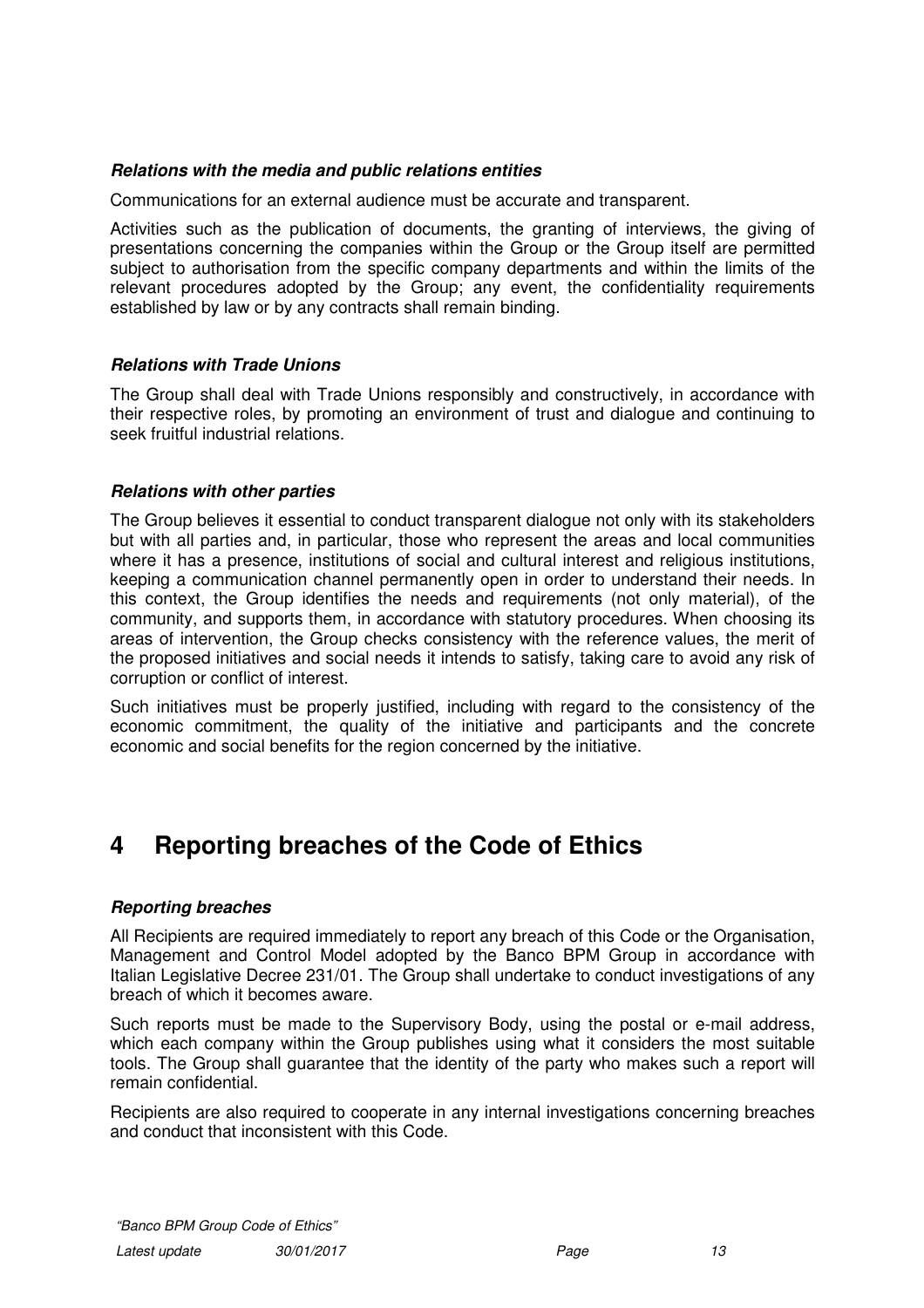***Relations with the media and public relations entities***

Communications for an external audience must be accurate and transparent.

Activities such as the publication of documents, the granting of interviews, the giving of presentations concerning the companies within the Group or the Group itself are permitted subject to authorisation from the specific company departments and within the limits of the relevant procedures adopted by the Group; any event, the confidentiality requirements established by law or by any contracts shall remain binding.

***Relations with Trade Unions***

The Group shall deal with Trade Unions responsibly and constructively, in accordance with their respective roles, by promoting an environment of trust and dialogue and continuing to seek fruitful industrial relations.

***Relations with other parties***

The Group believes it essential to conduct transparent dialogue not only with its stakeholders but with all parties and, in particular, those who represent the areas and local communities where it has a presence, institutions of social and cultural interest and religious institutions, keeping a communication channel permanently open in order to understand their needs. In this context, the Group identifies the needs and requirements (not only material), of the community, and supports them, in accordance with statutory procedures. When choosing its areas of intervention, the Group checks consistency with the reference values, the merit of the proposed initiatives and social needs it intends to satisfy, taking care to avoid any risk of corruption or conflict of interest.

Such initiatives must be properly justified, including with regard to the consistency of the economic commitment, the quality of the initiative and participants and the concrete economic and social benefits for the region concerned by the initiative.

# 4 Reporting breaches of the Code of Ethics

***Reporting breaches***

All Recipients are required immediately to report any breach of this Code or the Organisation, Management and Control Model adopted by the Banco BPM Group in accordance with Italian Legislative Decree 231/01. The Group shall undertake to conduct investigations of any breach of which it becomes aware.

Such reports must be made to the Supervisory Body, using the postal or e-mail address, which each company within the Group publishes using what it considers the most suitable tools. The Group shall guarantee that the identity of the party who makes such a report will remain confidential.

Recipients are also required to cooperate in any internal investigations concerning breaches and conduct that inconsistent with this Code.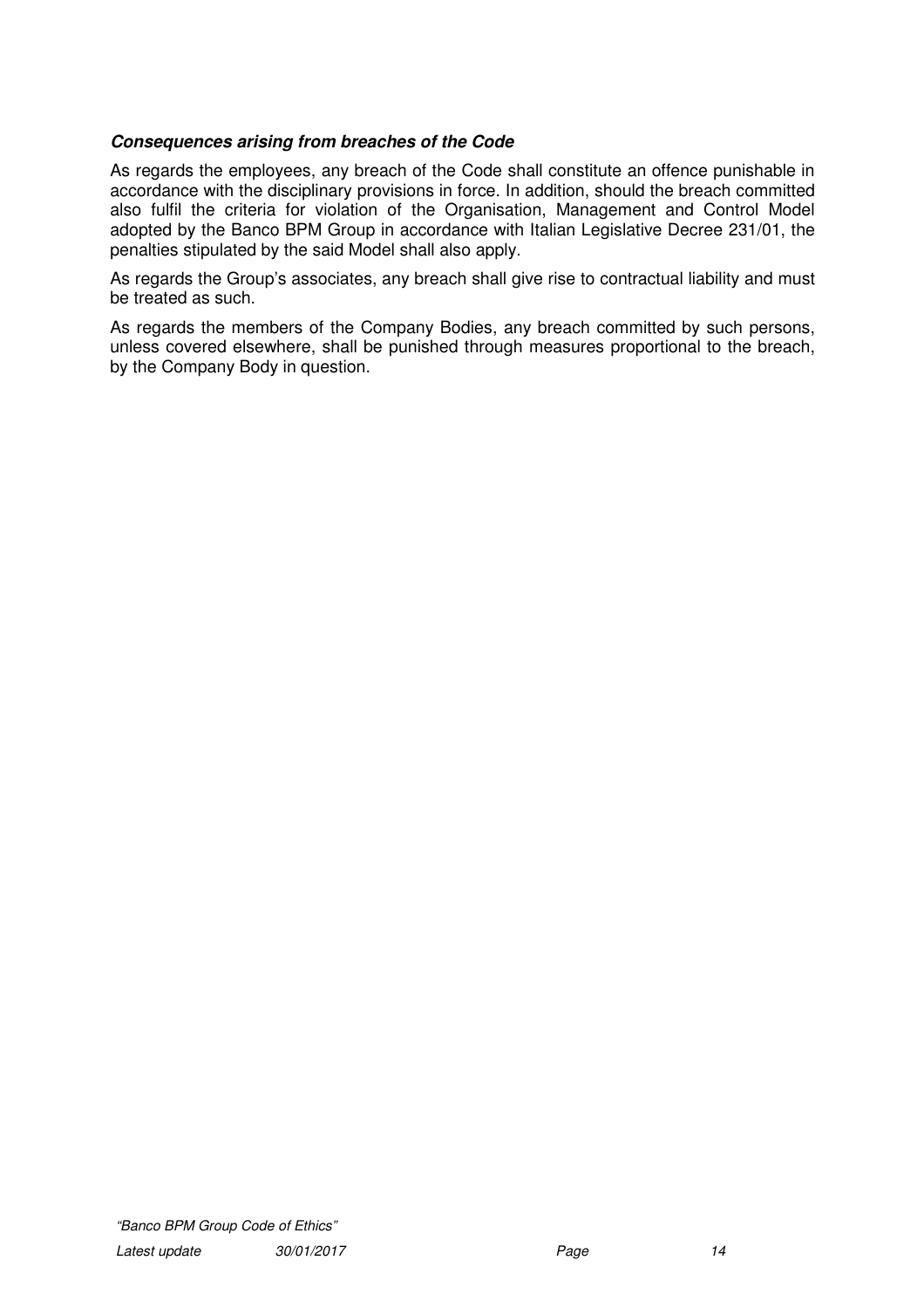***Consequences arising from breaches of the Code***

As regards the employees, any breach of the Code shall constitute an offence punishable in accordance with the disciplinary provisions in force. In addition, should the breach committed also fulfil the criteria for violation of the Organisation, Management and Control Model adopted by the Banco BPM Group in accordance with Italian Legislative Decree 231/01, the penalties stipulated by the said Model shall also apply.

As regards the Group's associates, any breach shall give rise to contractual liability and must be treated as such.

As regards the members of the Company Bodies, any breach committed by such persons, unless covered elsewhere, shall be punished through measures proportional to the breach, by the Company Body in question.